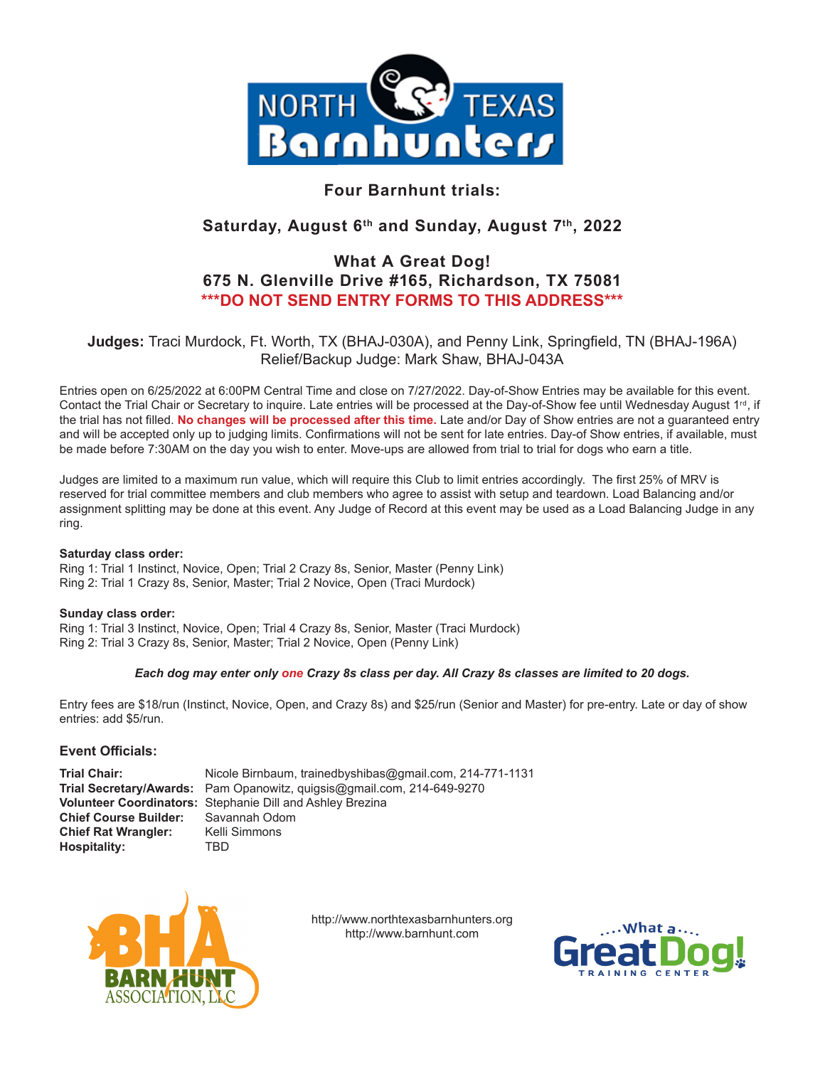# NORTH TEXAS Barnhunters

## Four Barnhunt trials:

### Saturday, August 6th and Sunday, August 7th, 2022

### What A Great Dog!
### 675 N. Glenville Drive #165, Richardson, TX 75081
### ***DO NOT SEND ENTRY FORMS TO THIS ADDRESS***

**Judges:** Traci Murdock, Ft. Worth, TX (BHAJ-030A), and Penny Link, Springfield, TN (BHAJ-196A)
Relief/Backup Judge: Mark Shaw, BHAJ-043A

Entries open on 6/25/2022 at 6:00PM Central Time and close on 7/27/2022. Day-of-Show Entries may be available for this event. Contact the Trial Chair or Secretary to inquire. Late entries will be processed at the Day-of-Show fee until Wednesday August 1rd, if the trial has not filled. **No changes will be processed after this time.** Late and/or Day of Show entries are not a guaranteed entry and will be accepted only up to judging limits. Confirmations will not be sent for late entries. Day-of Show entries, if available, must be made before 7:30AM on the day you wish to enter. Move-ups are allowed from trial to trial for dogs who earn a title.

Judges are limited to a maximum run value, which will require this Club to limit entries accordingly. The first 25% of MRV is reserved for trial committee members and club members who agree to assist with setup and teardown. Load Balancing and/or assignment splitting may be done at this event. Any Judge of Record at this event may be used as a Load Balancing Judge in any ring.

**Saturday class order:**
Ring 1: Trial 1 Instinct, Novice, Open; Trial 2 Crazy 8s, Senior, Master (Penny Link)
Ring 2: Trial 1 Crazy 8s, Senior, Master; Trial 2 Novice, Open (Traci Murdock)

**Sunday class order:**
Ring 1: Trial 3 Instinct, Novice, Open; Trial 4 Crazy 8s, Senior, Master (Traci Murdock)
Ring 2: Trial 3 Crazy 8s, Senior, Master; Trial 2 Novice, Open (Penny Link)

***Each dog may enter only one Crazy 8s class per day. All Crazy 8s classes are limited to 20 dogs.***

Entry fees are $18/run (Instinct, Novice, Open, and Crazy 8s) and $25/run (Senior and Master) for pre-entry. Late or day of show entries: add $5/run.

### Event Officials:

| | |
|---|---|
| **Trial Chair:** | Nicole Birnbaum, trainedbyshibas@gmail.com, 214-771-1131 |
| **Trial Secretary/Awards:** | Pam Opanowitz, quigsis@gmail.com, 214-649-9270 |
| **Volunteer Coordinators:** | Stephanie Dill and Ashley Brezina |
| **Chief Course Builder:** | Savannah Odom |
| **Chief Rat Wrangler:** | Kelli Simmons |
| **Hospitality:** | TBD |

http://www.northtexasbarnhunters.org
http://www.barnhunt.com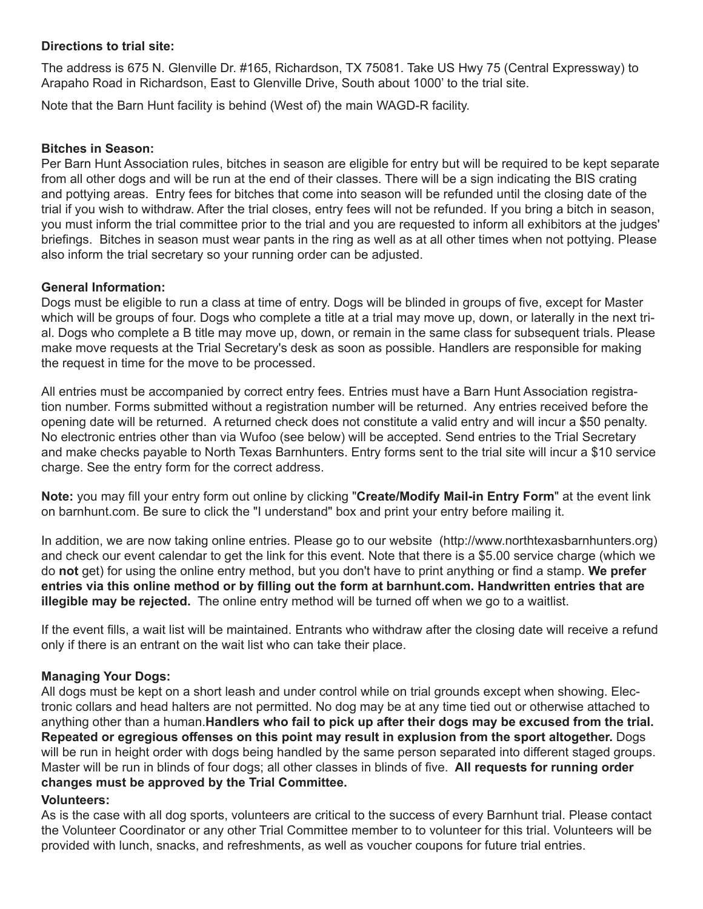**Directions to trial site:**

The address is 675 N. Glenville Dr. #165, Richardson, TX 75081. Take US Hwy 75 (Central Expressway) to Arapaho Road in Richardson, East to Glenville Drive, South about 1000' to the trial site.

Note that the Barn Hunt facility is behind (West of) the main WAGD-R facility.

**Bitches in Season:**

Per Barn Hunt Association rules, bitches in season are eligible for entry but will be required to be kept separate from all other dogs and will be run at the end of their classes. There will be a sign indicating the BIS crating and pottying areas. Entry fees for bitches that come into season will be refunded until the closing date of the trial if you wish to withdraw. After the trial closes, entry fees will not be refunded. If you bring a bitch in season, you must inform the trial committee prior to the trial and you are requested to inform all exhibitors at the judges' briefings. Bitches in season must wear pants in the ring as well as at all other times when not pottying. Please also inform the trial secretary so your running order can be adjusted.

**General Information:**

Dogs must be eligible to run a class at time of entry. Dogs will be blinded in groups of five, except for Master which will be groups of four. Dogs who complete a title at a trial may move up, down, or laterally in the next trial. Dogs who complete a B title may move up, down, or remain in the same class for subsequent trials. Please make move requests at the Trial Secretary's desk as soon as possible. Handlers are responsible for making the request in time for the move to be processed.

All entries must be accompanied by correct entry fees. Entries must have a Barn Hunt Association registration number. Forms submitted without a registration number will be returned. Any entries received before the opening date will be returned. A returned check does not constitute a valid entry and will incur a $50 penalty. No electronic entries other than via Wufoo (see below) will be accepted. Send entries to the Trial Secretary and make checks payable to North Texas Barnhunters. Entry forms sent to the trial site will incur a $10 service charge. See the entry form for the correct address.

**Note:** you may fill your entry form out online by clicking "**Create/Modify Mail-in Entry Form**" at the event link on barnhunt.com. Be sure to click the "I understand" box and print your entry before mailing it.

In addition, we are now taking online entries. Please go to our website (http://www.northtexasbarnhunters.org) and check our event calendar to get the link for this event. Note that there is a $5.00 service charge (which we do **not** get) for using the online entry method, but you don't have to print anything or find a stamp. **We prefer entries via this online method or by filling out the form at barnhunt.com. Handwritten entries that are illegible may be rejected.** The online entry method will be turned off when we go to a waitlist.

If the event fills, a wait list will be maintained. Entrants who withdraw after the closing date will receive a refund only if there is an entrant on the wait list who can take their place.

**Managing Your Dogs:**

All dogs must be kept on a short leash and under control while on trial grounds except when showing. Electronic collars and head halters are not permitted. No dog may be at any time tied out or otherwise attached to anything other than a human. **Handlers who fail to pick up after their dogs may be excused from the trial. Repeated or egregious offenses on this point may result in explusion from the sport altogether.** Dogs will be run in height order with dogs being handled by the same person separated into different staged groups. Master will be run in blinds of four dogs; all other classes in blinds of five. **All requests for running order changes must be approved by the Trial Committee.**

**Volunteers:**

As is the case with all dog sports, volunteers are critical to the success of every Barnhunt trial. Please contact the Volunteer Coordinator or any other Trial Committee member to to volunteer for this trial. Volunteers will be provided with lunch, snacks, and refreshments, as well as voucher coupons for future trial entries.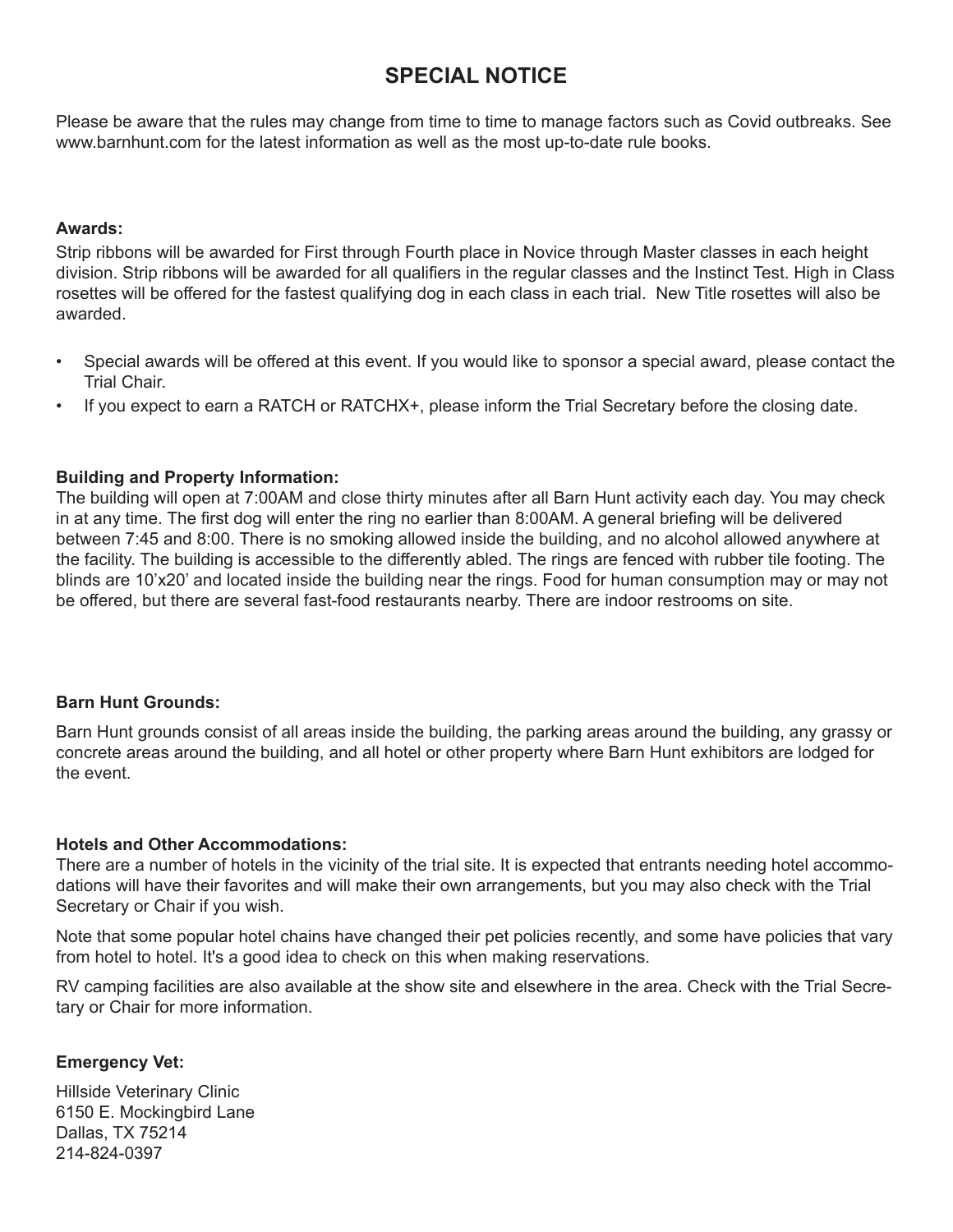# SPECIAL NOTICE

Please be aware that the rules may change from time to time to manage factors such as Covid outbreaks. See www.barnhunt.com for the latest information as well as the most up-to-date rule books.

**Awards:**

Strip ribbons will be awarded for First through Fourth place in Novice through Master classes in each height division. Strip ribbons will be awarded for all qualifiers in the regular classes and the Instinct Test. High in Class rosettes will be offered for the fastest qualifying dog in each class in each trial. New Title rosettes will also be awarded.

- Special awards will be offered at this event. If you would like to sponsor a special award, please contact the Trial Chair.
- If you expect to earn a RATCH or RATCHX+, please inform the Trial Secretary before the closing date.

**Building and Property Information:**

The building will open at 7:00AM and close thirty minutes after all Barn Hunt activity each day. You may check in at any time. The first dog will enter the ring no earlier than 8:00AM. A general briefing will be delivered between 7:45 and 8:00. There is no smoking allowed inside the building, and no alcohol allowed anywhere at the facility. The building is accessible to the differently abled. The rings are fenced with rubber tile footing. The blinds are 10'x20' and located inside the building near the rings. Food for human consumption may or may not be offered, but there are several fast-food restaurants nearby. There are indoor restrooms on site.

**Barn Hunt Grounds:**

Barn Hunt grounds consist of all areas inside the building, the parking areas around the building, any grassy or concrete areas around the building, and all hotel or other property where Barn Hunt exhibitors are lodged for the event.

**Hotels and Other Accommodations:**

There are a number of hotels in the vicinity of the trial site. It is expected that entrants needing hotel accommodations will have their favorites and will make their own arrangements, but you may also check with the Trial Secretary or Chair if you wish.

Note that some popular hotel chains have changed their pet policies recently, and some have policies that vary from hotel to hotel. It's a good idea to check on this when making reservations.

RV camping facilities are also available at the show site and elsewhere in the area. Check with the Trial Secretary or Chair for more information.

**Emergency Vet:**

Hillside Veterinary Clinic
6150 E. Mockingbird Lane
Dallas, TX 75214
214-824-0397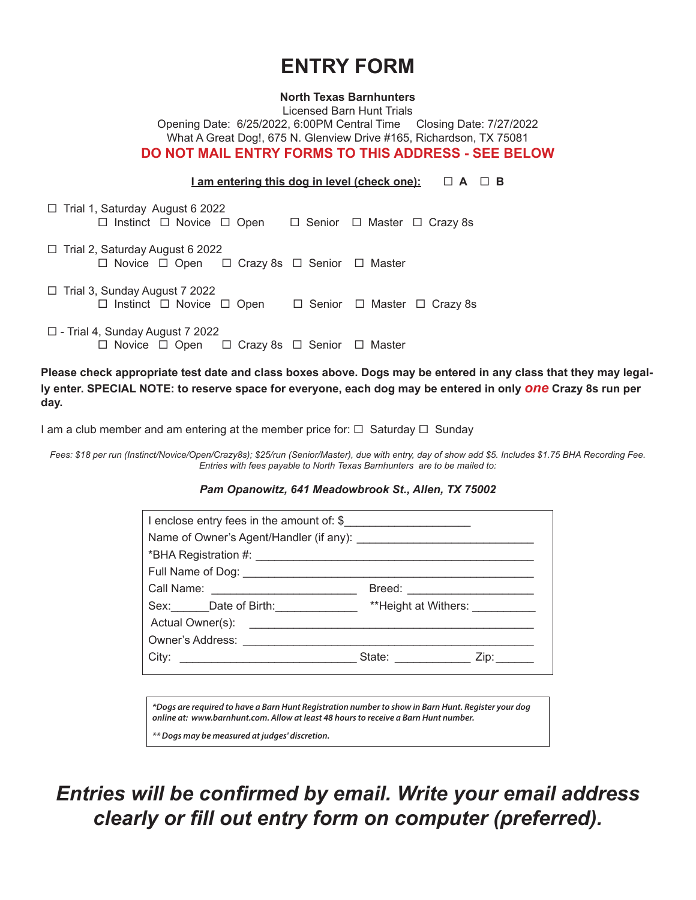# ENTRY FORM

**North Texas Barnhunters**
Licensed Barn Hunt Trials
Opening Date: 6/25/2022, 6:00PM Central Time    Closing Date: 7/27/2022
What A Great Dog!, 675 N. Glenview Drive #165, Richardson, TX 75081
**DO NOT MAIL ENTRY FORMS TO THIS ADDRESS - SEE BELOW**

**I am entering this dog in level (check one):**  ☐ **A**  ☐ **B**

☐ Trial 1, Saturday August 6 2022
  ☐ Instinct ☐ Novice ☐ Open ☐ Senior ☐ Master ☐ Crazy 8s

☐ Trial 2, Saturday August 6 2022
  ☐ Novice ☐ Open ☐ Crazy 8s ☐ Senior ☐ Master

☐ Trial 3, Sunday August 7 2022
  ☐ Instinct ☐ Novice ☐ Open ☐ Senior ☐ Master ☐ Crazy 8s

☐ - Trial 4, Sunday August 7 2022
  ☐ Novice ☐ Open ☐ Crazy 8s ☐ Senior ☐ Master

**Please check appropriate test date and class boxes above. Dogs may be entered in any class that they may legally enter. SPECIAL NOTE: to reserve space for everyone, each dog may be entered in only *one* Crazy 8s run per day.**

I am a club member and am entering at the member price for: ☐ Saturday ☐ Sunday

*Fees: $18 per run (Instinct/Novice/Open/Crazy8s); $25/run (Senior/Master), due with entry, day of show add $5. Includes $1.75 BHA Recording Fee. Entries with fees payable to North Texas Barnhunters are to be mailed to:*

***Pam Opanowitz, 641 Meadowbrook St., Allen, TX 75002***

I enclose entry fees in the amount of: $___________________
Name of Owner's Agent/Handler (if any): ___________________________
*BHA Registration #: ___________________________________________
Full Name of Dog: _____________________________________________
Call Name: ______________________ Breed: ___________________
Sex:______Date of Birth:_____________ **Height at Withers: __________
Actual Owner(s): ______________________________________________
Owner's Address: ______________________________________________
City: ___________________________ State: ____________ Zip:______

***Dogs are required to have a Barn Hunt Registration number to show in Barn Hunt. Register your dog online at: www.barnhunt.com. Allow at least 48 hours to receive a Barn Hunt number.***

***** Dogs may be measured at judges' discretion.***

***Entries will be confirmed by email. Write your email address clearly or fill out entry form on computer (preferred).***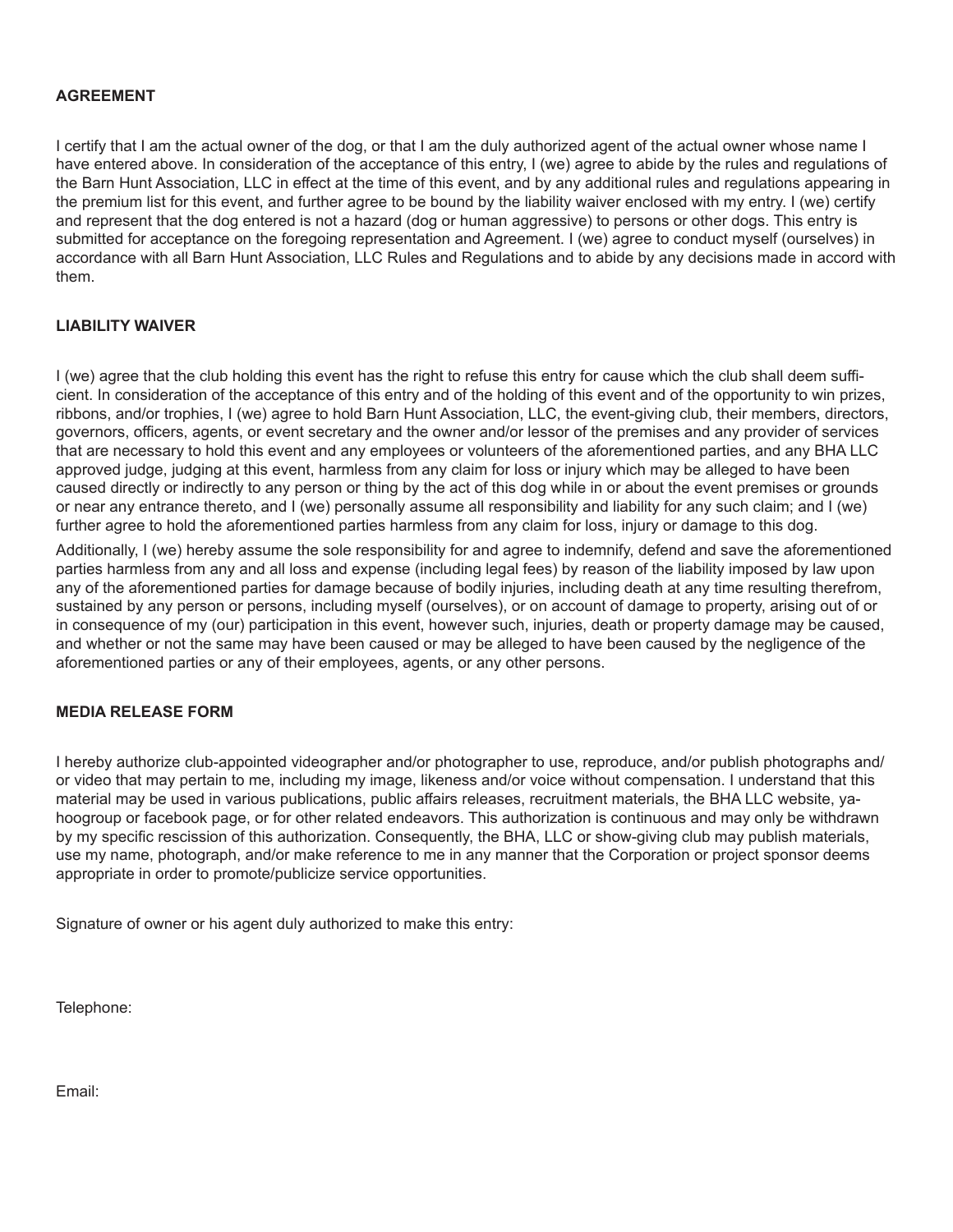## AGREEMENT

I certify that I am the actual owner of the dog, or that I am the duly authorized agent of the actual owner whose name I have entered above. In consideration of the acceptance of this entry, I (we) agree to abide by the rules and regulations of the Barn Hunt Association, LLC in effect at the time of this event, and by any additional rules and regulations appearing in the premium list for this event, and further agree to be bound by the liability waiver enclosed with my entry. I (we) certify and represent that the dog entered is not a hazard (dog or human aggressive) to persons or other dogs. This entry is submitted for acceptance on the foregoing representation and Agreement. I (we) agree to conduct myself (ourselves) in accordance with all Barn Hunt Association, LLC Rules and Regulations and to abide by any decisions made in accord with them.

## LIABILITY WAIVER

I (we) agree that the club holding this event has the right to refuse this entry for cause which the club shall deem sufficient. In consideration of the acceptance of this entry and of the holding of this event and of the opportunity to win prizes, ribbons, and/or trophies, I (we) agree to hold Barn Hunt Association, LLC, the event-giving club, their members, directors, governors, officers, agents, or event secretary and the owner and/or lessor of the premises and any provider of services that are necessary to hold this event and any employees or volunteers of the aforementioned parties, and any BHA LLC approved judge, judging at this event, harmless from any claim for loss or injury which may be alleged to have been caused directly or indirectly to any person or thing by the act of this dog while in or about the event premises or grounds or near any entrance thereto, and I (we) personally assume all responsibility and liability for any such claim; and I (we) further agree to hold the aforementioned parties harmless from any claim for loss, injury or damage to this dog.

Additionally, I (we) hereby assume the sole responsibility for and agree to indemnify, defend and save the aforementioned parties harmless from any and all loss and expense (including legal fees) by reason of the liability imposed by law upon any of the aforementioned parties for damage because of bodily injuries, including death at any time resulting therefrom, sustained by any person or persons, including myself (ourselves), or on account of damage to property, arising out of or in consequence of my (our) participation in this event, however such, injuries, death or property damage may be caused, and whether or not the same may have been caused or may be alleged to have been caused by the negligence of the aforementioned parties or any of their employees, agents, or any other persons.

## MEDIA RELEASE FORM

I hereby authorize club-appointed videographer and/or photographer to use, reproduce, and/or publish photographs and/or video that may pertain to me, including my image, likeness and/or voice without compensation. I understand that this material may be used in various publications, public affairs releases, recruitment materials, the BHA LLC website, yahoogroup or facebook page, or for other related endeavors. This authorization is continuous and may only be withdrawn by my specific rescission of this authorization. Consequently, the BHA, LLC or show-giving club may publish materials, use my name, photograph, and/or make reference to me in any manner that the Corporation or project sponsor deems appropriate in order to promote/publicize service opportunities.

Signature of owner or his agent duly authorized to make this entry:

Telephone:

Email: